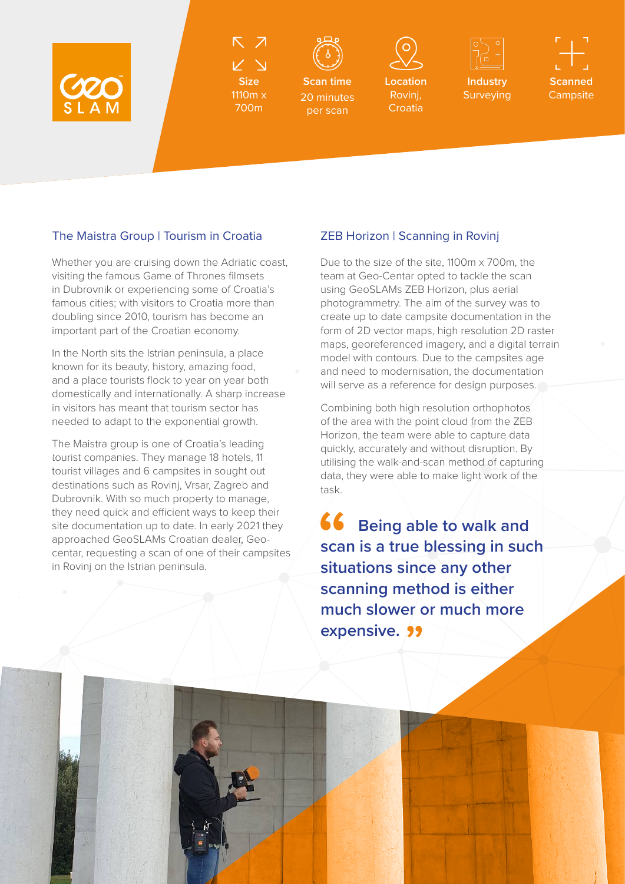**Size**
1110m x 700m

**Scan time**
20 minutes per scan

**Location**
Rovinj, Croatia

**Industry**
Surveying

**Scanned**
Campsite

## The Maistra Group | Tourism in Croatia

Whether you are cruising down the Adriatic coast, visiting the famous Game of Thrones filmsets in Dubrovnik or experiencing some of Croatia's famous cities; with visitors to Croatia more than doubling since 2010, tourism has become an important part of the Croatian economy.

In the North sits the Istrian peninsula, a place known for its beauty, history, amazing food, and a place tourists flock to year on year both domestically and internationally. A sharp increase in visitors has meant that tourism sector has needed to adapt to the exponential growth.

The Maistra group is one of Croatia's leading tourist companies. They manage 18 hotels, 11 tourist villages and 6 campsites in sought out destinations such as Rovinj, Vrsar, Zagreb and Dubrovnik. With so much property to manage, they need quick and efficient ways to keep their site documentation up to date. In early 2021 they approached GeoSLAMs Croatian dealer, Geo-centar, requesting a scan of one of their campsites in Rovinj on the Istrian peninsula.

## ZEB Horizon | Scanning in Rovinj

Due to the size of the site, 1100m x 700m, the team at Geo-Centar opted to tackle the scan using GeoSLAMs ZEB Horizon, plus aerial photogrammetry. The aim of the survey was to create up to date campsite documentation in the form of 2D vector maps, high resolution 2D raster maps, georeferenced imagery, and a digital terrain model with contours. Due to the campsites age and need to modernisation, the documentation will serve as a reference for design purposes.

Combining both high resolution orthophotos of the area with the point cloud from the ZEB Horizon, the team were able to capture data quickly, accurately and without disruption. By utilising the walk-and-scan method of capturing data, they were able to make light work of the task.

> **"Being able to walk and scan is a true blessing in such situations since any other scanning method is either much slower or much more expensive."**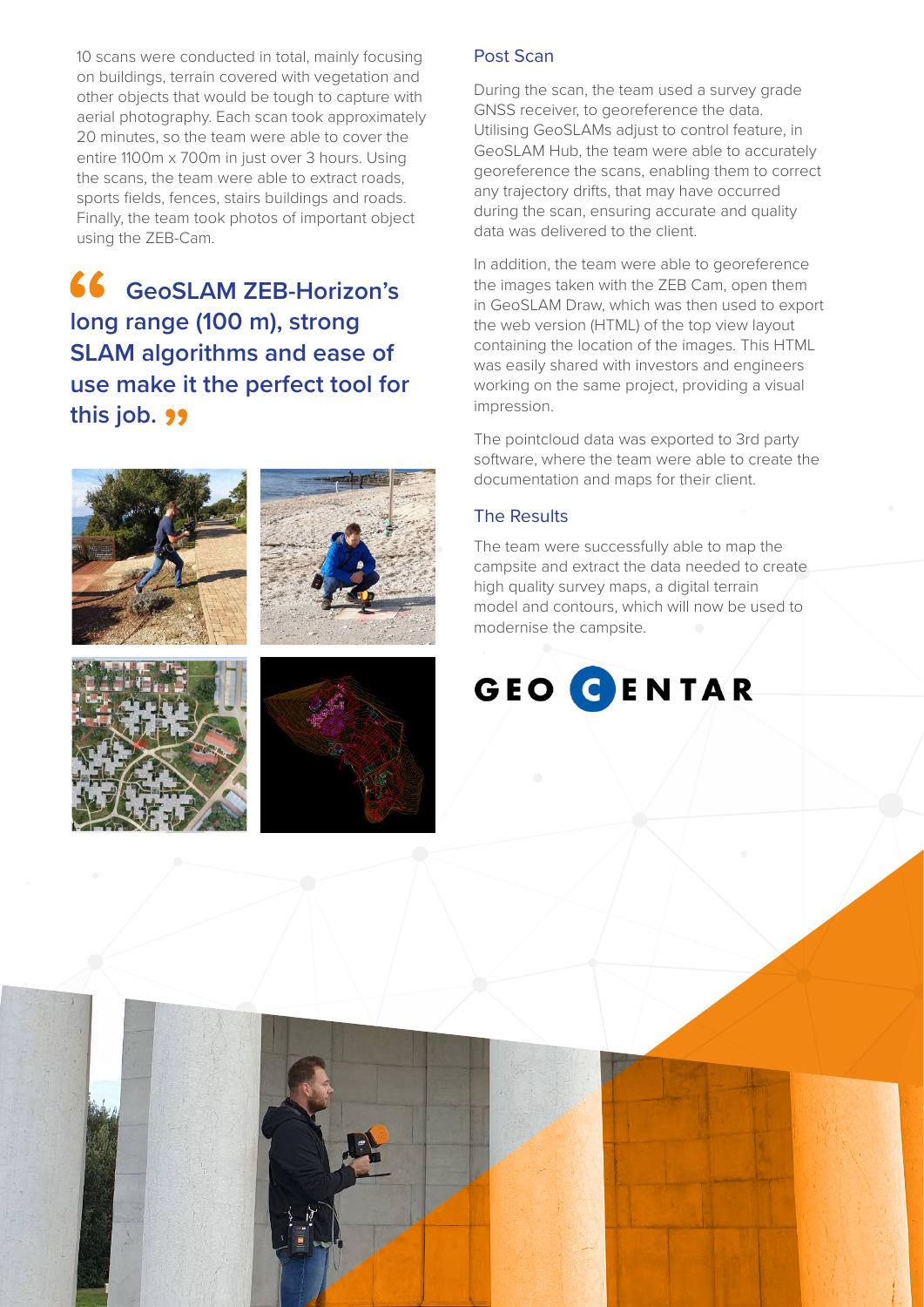10 scans were conducted in total, mainly focusing on buildings, terrain covered with vegetation and other objects that would be tough to capture with aerial photography. Each scan took approximately 20 minutes, so the team were able to cover the entire 1100m x 700m in just over 3 hours. Using the scans, the team were able to extract roads, sports fields, fences, stairs buildings and roads. Finally, the team took photos of important object using the ZEB-Cam.

> **"GeoSLAM ZEB-Horizon's long range (100 m), strong SLAM algorithms and ease of use make it the perfect tool for this job."**

## Post Scan

During the scan, the team used a survey grade GNSS receiver, to georeference the data. Utilising GeoSLAMs adjust to control feature, in GeoSLAM Hub, the team were able to accurately georeference the scans, enabling them to correct any trajectory drifts, that may have occurred during the scan, ensuring accurate and quality data was delivered to the client.

In addition, the team were able to georeference the images taken with the ZEB Cam, open them in GeoSLAM Draw, which was then used to export the web version (HTML) of the top view layout containing the location of the images. This HTML was easily shared with investors and engineers working on the same project, providing a visual impression.

The pointcloud data was exported to 3rd party software, where the team were able to create the documentation and maps for their client.

## The Results

The team were successfully able to map the campsite and extract the data needed to create high quality survey maps, a digital terrain model and contours, which will now be used to modernise the campsite.

GEO CENTAR